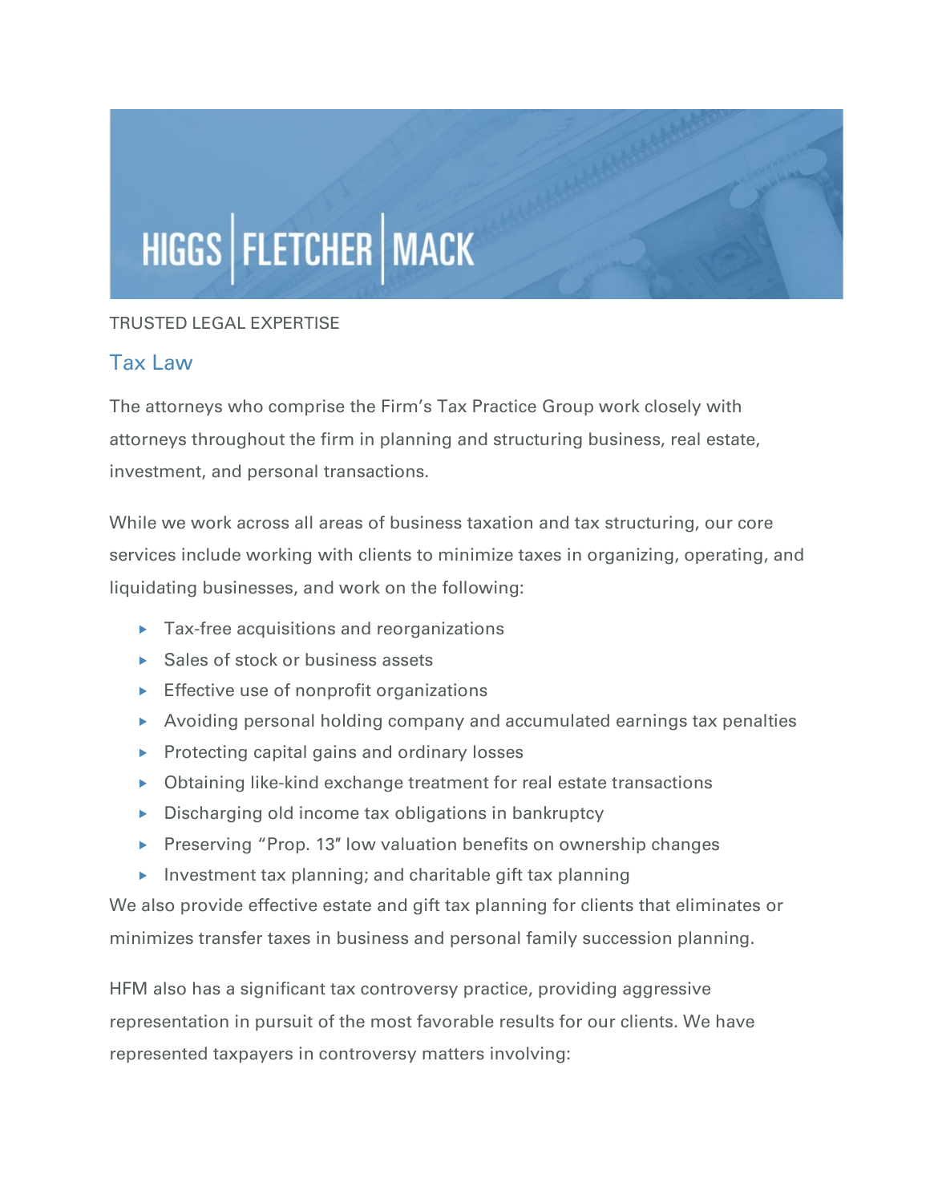HIGGS | FLETCHER | MACK

TRUSTED LEGAL EXPERTISE

## Tax Law

The attorneys who comprise the Firm's Tax Practice Group work closely with attorneys throughout the firm in planning and structuring business, real estate, investment, and personal transactions.

While we work across all areas of business taxation and tax structuring, our core services include working with clients to minimize taxes in organizing, operating, and liquidating businesses, and work on the following:

- Tax-free acquisitions and reorganizations
- Sales of stock or business assets
- Effective use of nonprofit organizations
- Avoiding personal holding company and accumulated earnings tax penalties
- Protecting capital gains and ordinary losses
- Obtaining like-kind exchange treatment for real estate transactions
- Discharging old income tax obligations in bankruptcy
- Preserving "Prop. 13" low valuation benefits on ownership changes
- Investment tax planning; and charitable gift tax planning

We also provide effective estate and gift tax planning for clients that eliminates or minimizes transfer taxes in business and personal family succession planning.

HFM also has a significant tax controversy practice, providing aggressive representation in pursuit of the most favorable results for our clients. We have represented taxpayers in controversy matters involving: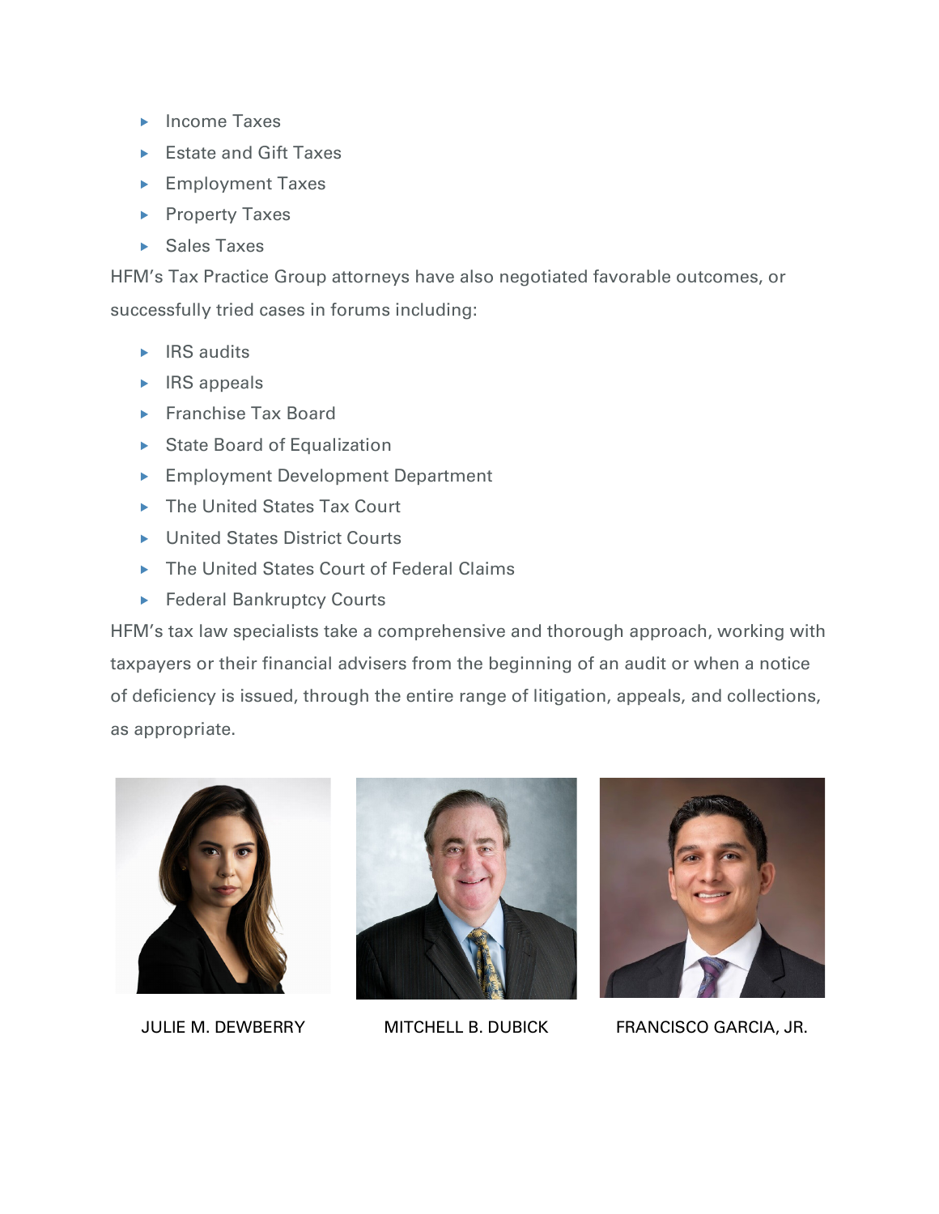- Income Taxes
- Estate and Gift Taxes
- Employment Taxes
- Property Taxes
- Sales Taxes

HFM's Tax Practice Group attorneys have also negotiated favorable outcomes, or successfully tried cases in forums including:

- IRS audits
- IRS appeals
- Franchise Tax Board
- State Board of Equalization
- Employment Development Department
- The United States Tax Court
- United States District Courts
- The United States Court of Federal Claims
- Federal Bankruptcy Courts

HFM's tax law specialists take a comprehensive and thorough approach, working with taxpayers or their financial advisers from the beginning of an audit or when a notice of deficiency is issued, through the entire range of litigation, appeals, and collections, as appropriate.

JULIE M. DEWBERRY

MITCHELL B. DUBICK

FRANCISCO GARCIA, JR.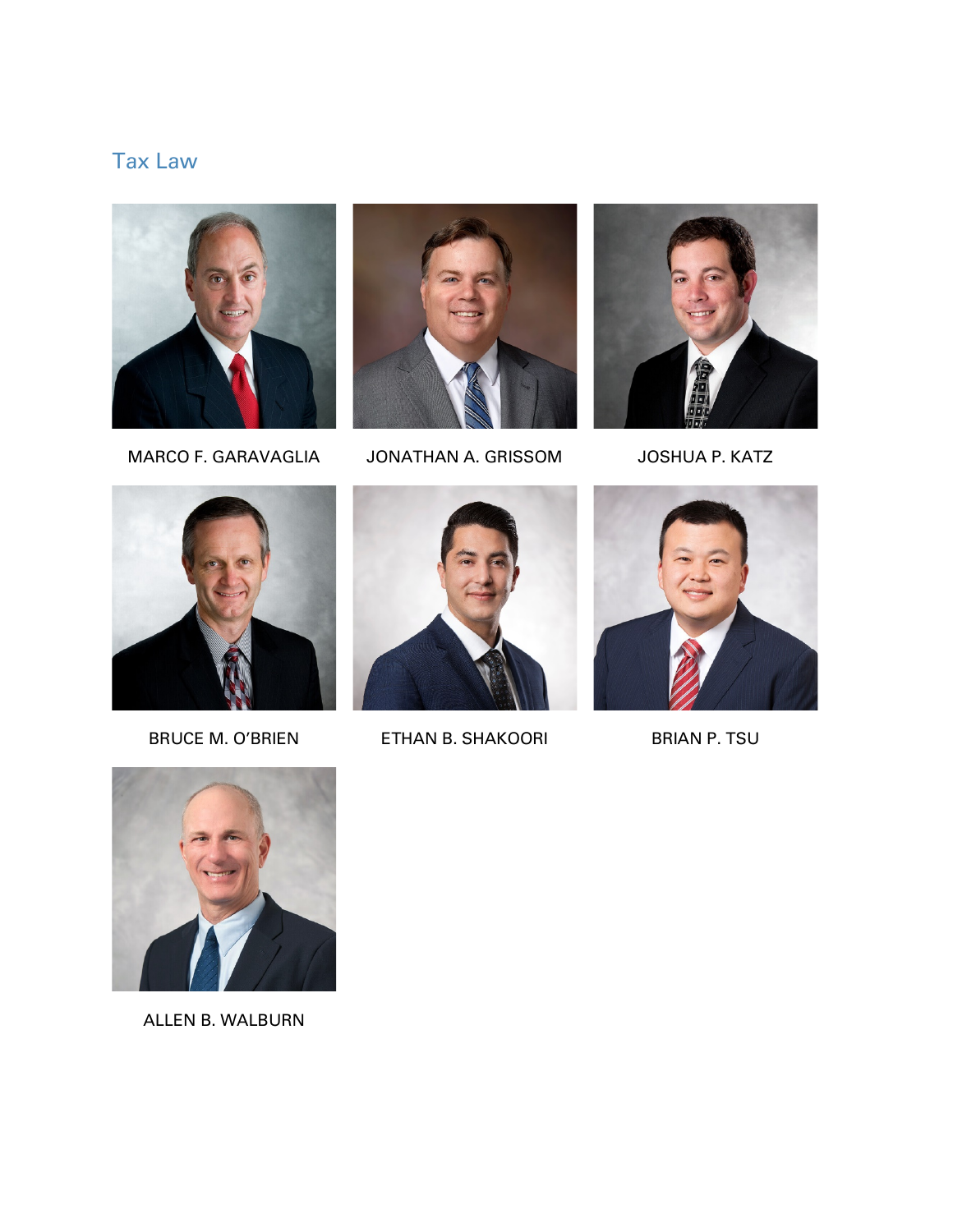## Tax Law

MARCO F. GARAVAGLIA

JONATHAN A. GRISSOM

JOSHUA P. KATZ

BRUCE M. O'BRIEN

ETHAN B. SHAKOORI

BRIAN P. TSU

ALLEN B. WALBURN